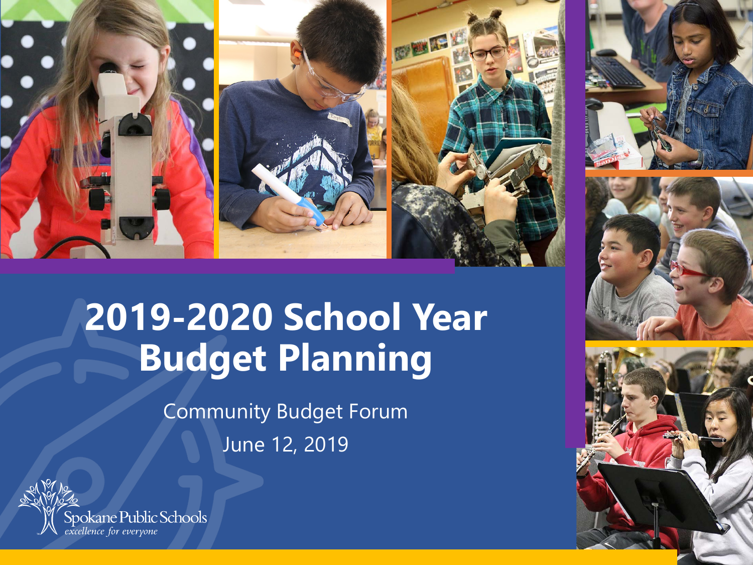# 2019-2020 School Year Budget Planning

Community Budget Forum

June 12, 2019

Spokane Public Schools
*excellence for everyone*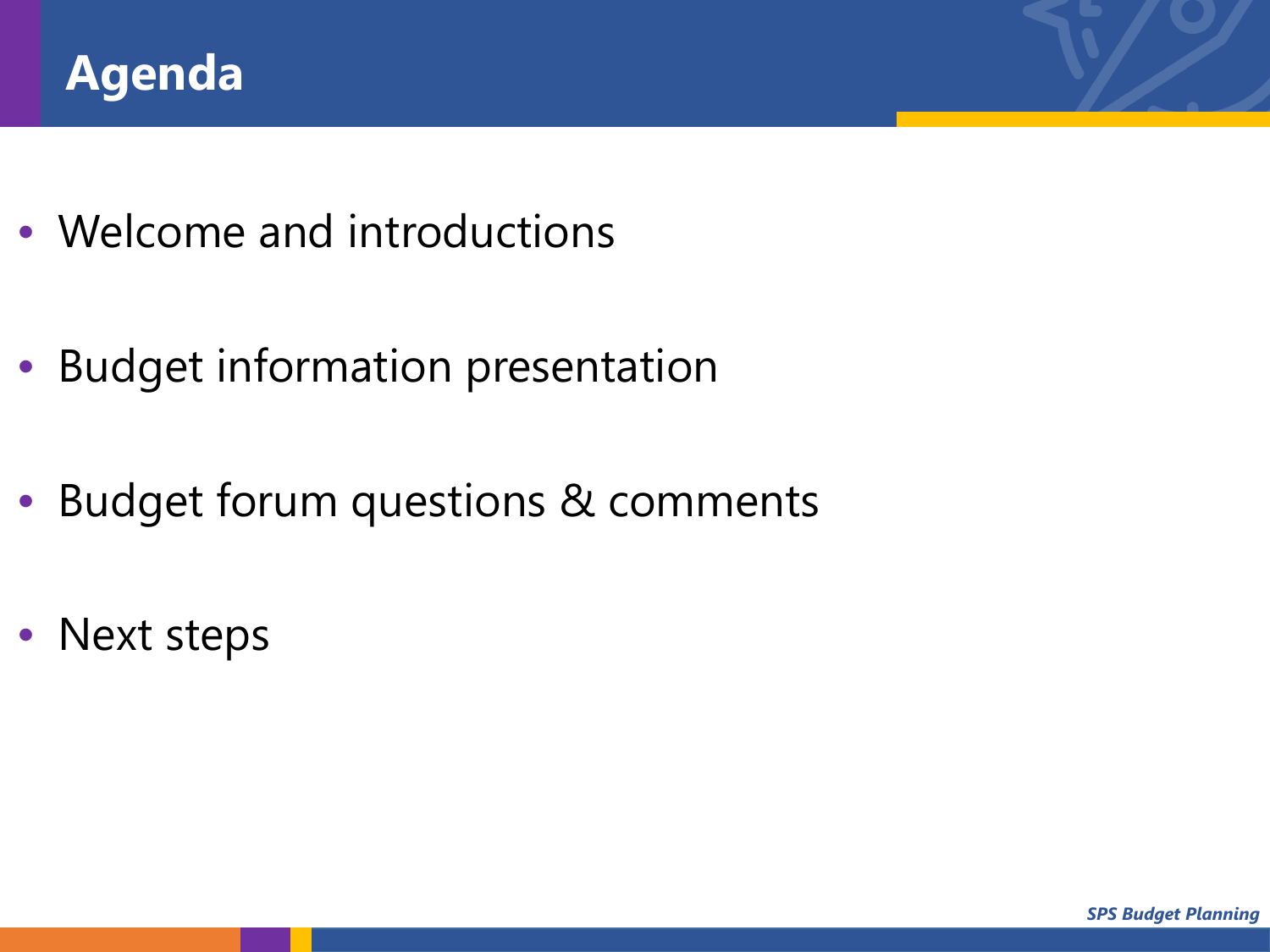# Agenda

- Welcome and introductions
- Budget information presentation
- Budget forum questions & comments
- Next steps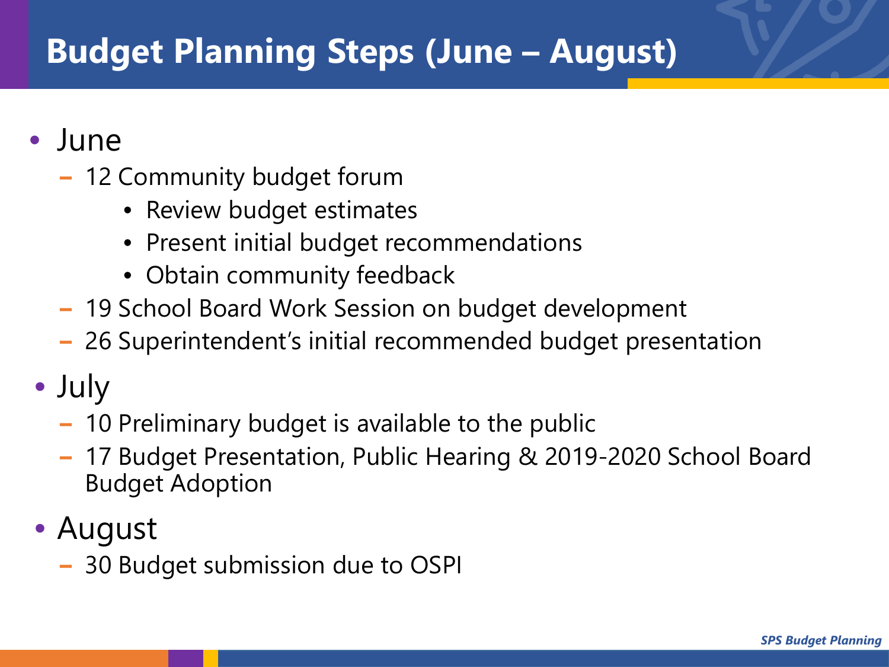# Budget Planning Steps (June – August)

- June
  - 12 Community budget forum
    - Review budget estimates
    - Present initial budget recommendations
    - Obtain community feedback
  - 19 School Board Work Session on budget development
  - 26 Superintendent's initial recommended budget presentation
- July
  - 10 Preliminary budget is available to the public
  - 17 Budget Presentation, Public Hearing & 2019-2020 School Board Budget Adoption
- August
  - 30 Budget submission due to OSPI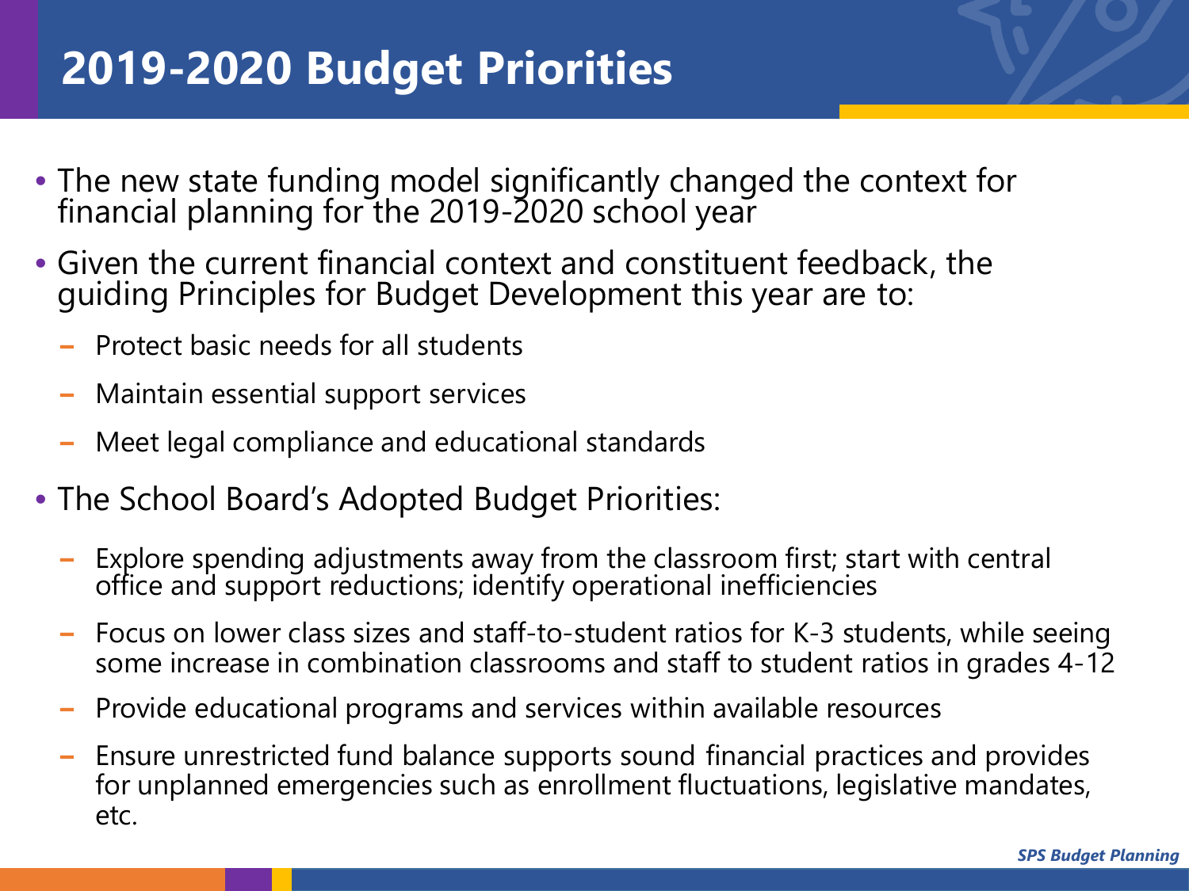# 2019-2020 Budget Priorities

- The new state funding model significantly changed the context for financial planning for the 2019-2020 school year
- Given the current financial context and constituent feedback, the guiding Principles for Budget Development this year are to:
  - Protect basic needs for all students
  - Maintain essential support services
  - Meet legal compliance and educational standards
- The School Board's Adopted Budget Priorities:
  - Explore spending adjustments away from the classroom first; start with central office and support reductions; identify operational inefficiencies
  - Focus on lower class sizes and staff-to-student ratios for K-3 students, while seeing some increase in combination classrooms and staff to student ratios in grades 4-12
  - Provide educational programs and services within available resources
  - Ensure unrestricted fund balance supports sound financial practices and provides for unplanned emergencies such as enrollment fluctuations, legislative mandates, etc.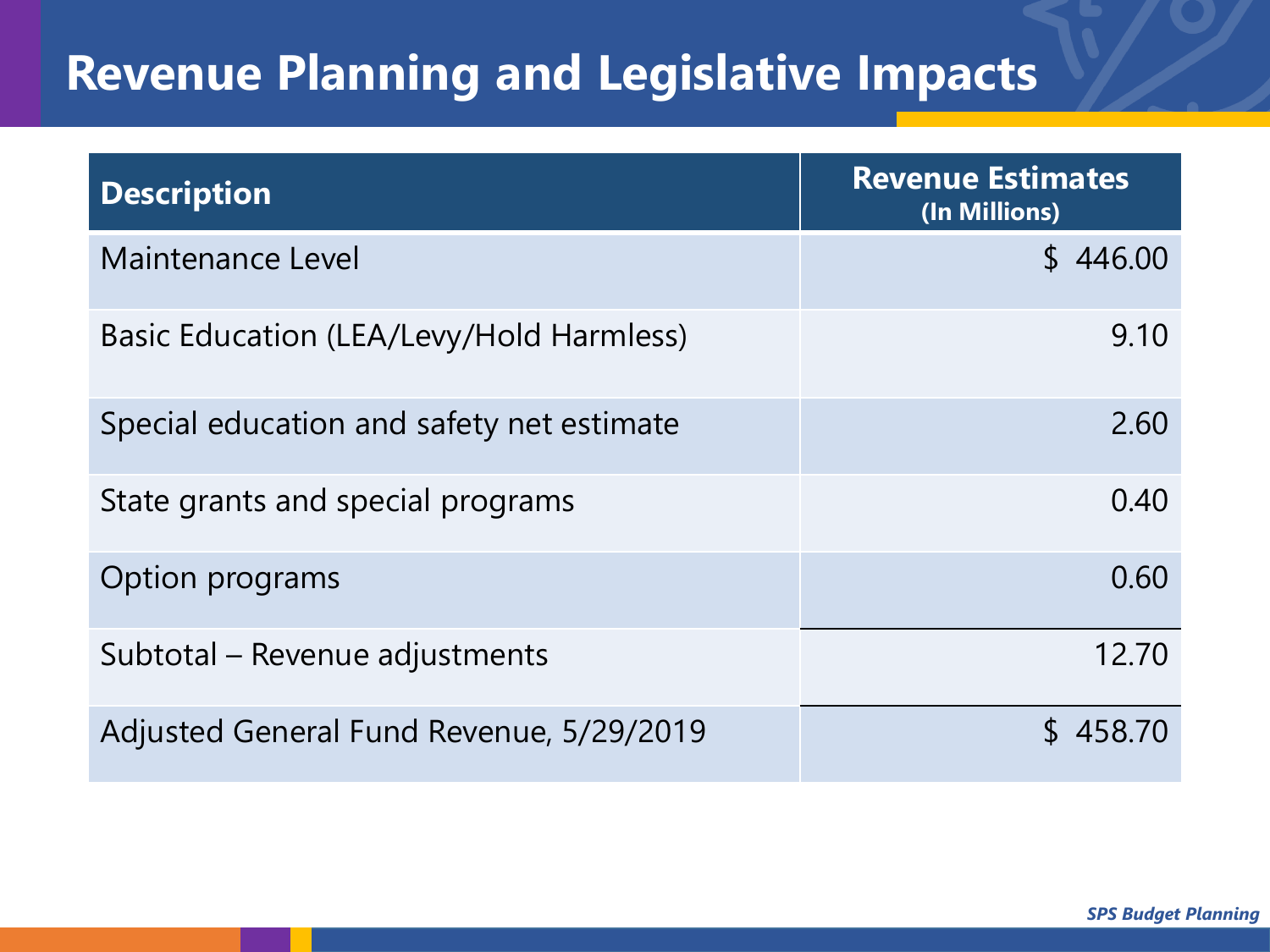# Revenue Planning and Legislative Impacts

| Description | Revenue Estimates (In Millions) |
| --- | ---: |
| Maintenance Level | $ 446.00 |
| Basic Education (LEA/Levy/Hold Harmless) | 9.10 |
| Special education and safety net estimate | 2.60 |
| State grants and special programs | 0.40 |
| Option programs | 0.60 |
| Subtotal – Revenue adjustments | 12.70 |
| Adjusted General Fund Revenue, 5/29/2019 | $ 458.70 |

*SPS Budget Planning*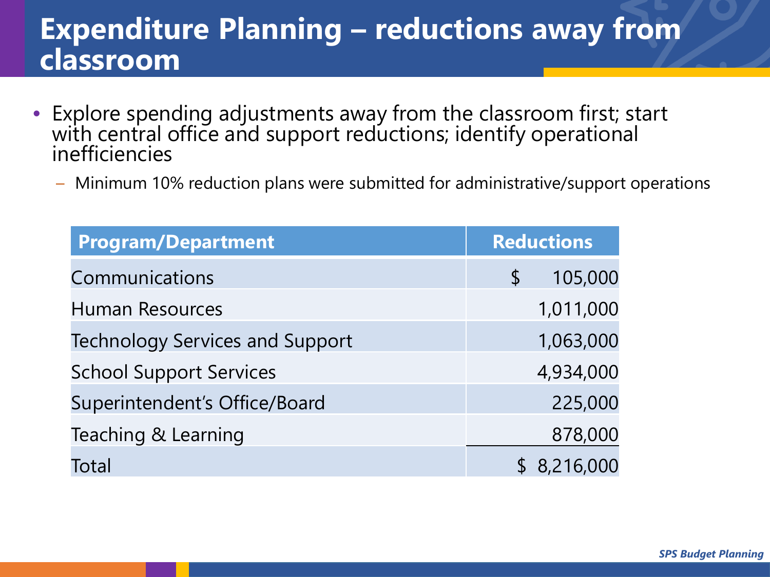# Expenditure Planning – reductions away from classroom

- Explore spending adjustments away from the classroom first; start with central office and support reductions; identify operational inefficiencies
  - Minimum 10% reduction plans were submitted for administrative/support operations

| Program/Department | Reductions |
|---|---|
| Communications | $ 105,000 |
| Human Resources | 1,011,000 |
| Technology Services and Support | 1,063,000 |
| School Support Services | 4,934,000 |
| Superintendent's Office/Board | 225,000 |
| Teaching & Learning | 878,000 |
| Total | $ 8,216,000 |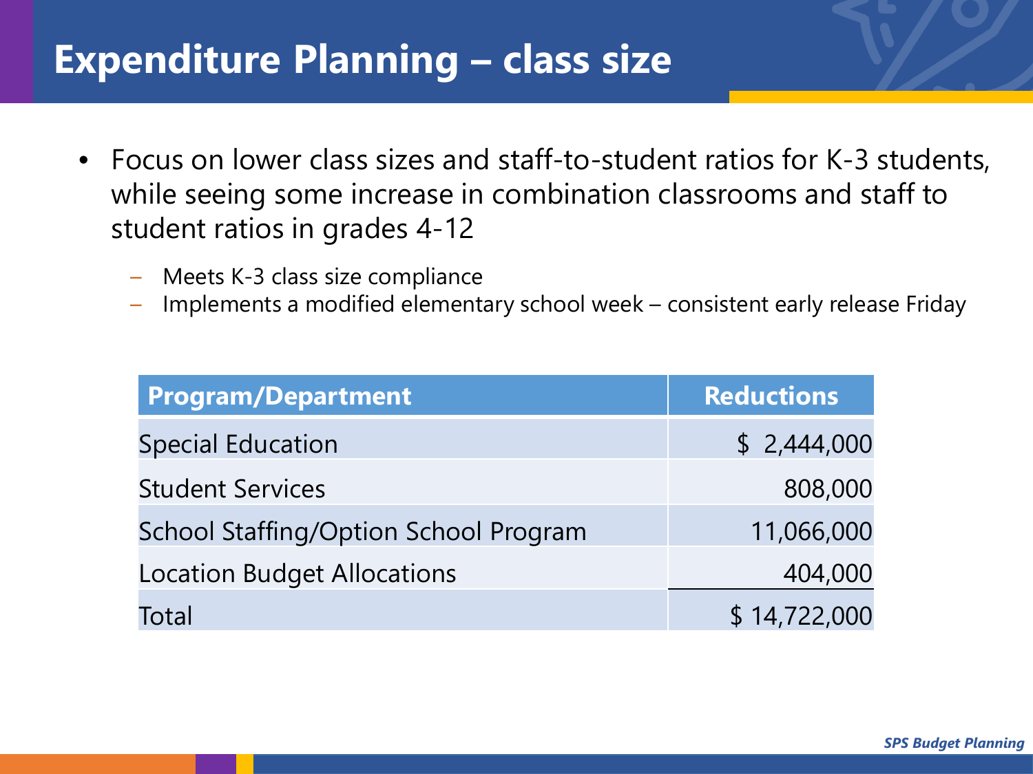# Expenditure Planning – class size

- Focus on lower class sizes and staff-to-student ratios for K-3 students, while seeing some increase in combination classrooms and staff to student ratios in grades 4-12
  - Meets K-3 class size compliance
  - Implements a modified elementary school week – consistent early release Friday

| Program/Department | Reductions |
|---|---|
| Special Education | $ 2,444,000 |
| Student Services | 808,000 |
| School Staffing/Option School Program | 11,066,000 |
| Location Budget Allocations | 404,000 |
| Total | $ 14,722,000 |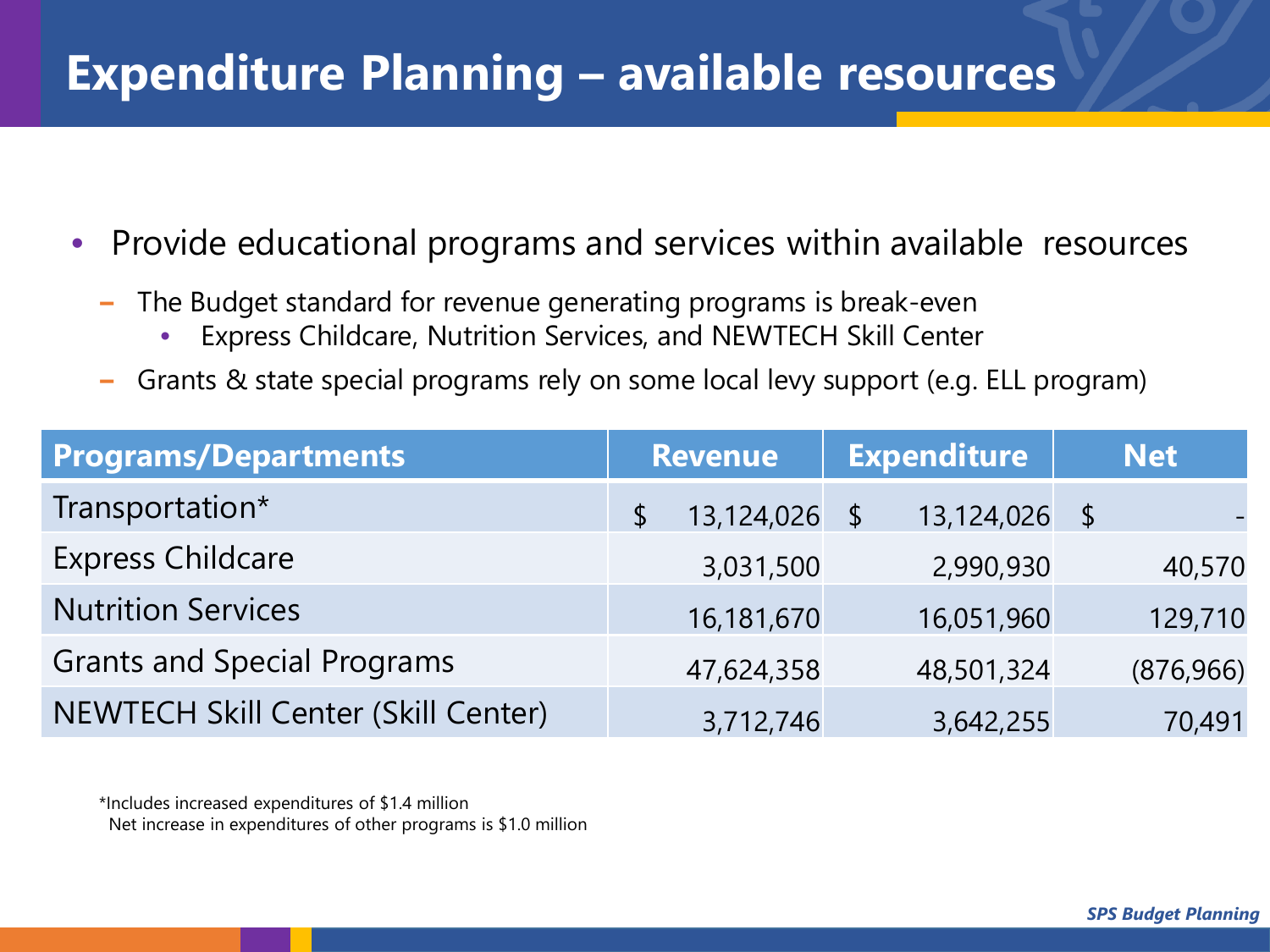# Expenditure Planning – available resources

- Provide educational programs and services within available resources
  - The Budget standard for revenue generating programs is break-even
    - Express Childcare, Nutrition Services, and NEWTECH Skill Center
  - Grants & state special programs rely on some local levy support (e.g. ELL program)

| Programs/Departments | Revenue | Expenditure | Net |
|---|---|---|---|
| Transportation* | $ 13,124,026 | $ 13,124,026 | $ - |
| Express Childcare | 3,031,500 | 2,990,930 | 40,570 |
| Nutrition Services | 16,181,670 | 16,051,960 | 129,710 |
| Grants and Special Programs | 47,624,358 | 48,501,324 | (876,966) |
| NEWTECH Skill Center (Skill Center) | 3,712,746 | 3,642,255 | 70,491 |

*Includes increased expenditures of $1.4 million
Net increase in expenditures of other programs is $1.0 million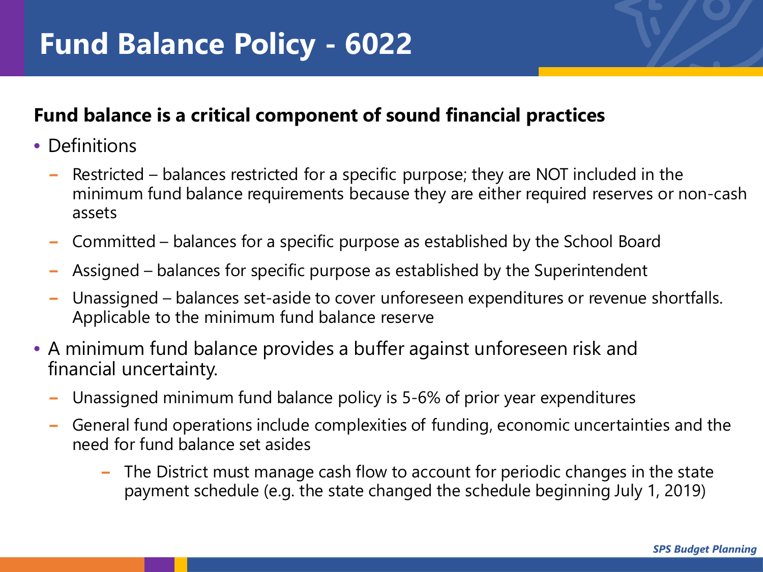# Fund Balance Policy - 6022

**Fund balance is a critical component of sound financial practices**

- Definitions
  - Restricted – balances restricted for a specific purpose; they are NOT included in the minimum fund balance requirements because they are either required reserves or non-cash assets
  - Committed – balances for a specific purpose as established by the School Board
  - Assigned – balances for specific purpose as established by the Superintendent
  - Unassigned – balances set-aside to cover unforeseen expenditures or revenue shortfalls. Applicable to the minimum fund balance reserve
- A minimum fund balance provides a buffer against unforeseen risk and financial uncertainty.
  - Unassigned minimum fund balance policy is 5-6% of prior year expenditures
  - General fund operations include complexities of funding, economic uncertainties and the need for fund balance set asides
    - The District must manage cash flow to account for periodic changes in the state payment schedule (e.g. the state changed the schedule beginning July 1, 2019)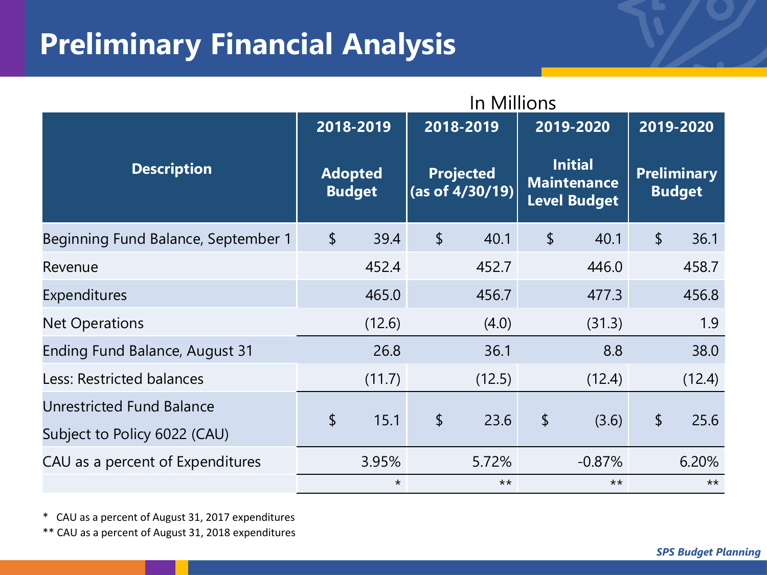# Preliminary Financial Analysis

In Millions

| Description | 2018-2019 Adopted Budget | 2018-2019 Projected (as of 4/30/19) | 2019-2020 Initial Maintenance Level Budget | 2019-2020 Preliminary Budget |
|---|---|---|---|---|
| Beginning Fund Balance, September 1 | $ 39.4 | $ 40.1 | $ 40.1 | $ 36.1 |
| Revenue | 452.4 | 452.7 | 446.0 | 458.7 |
| Expenditures | 465.0 | 456.7 | 477.3 | 456.8 |
| Net Operations | (12.6) | (4.0) | (31.3) | 1.9 |
| Ending Fund Balance, August 31 | 26.8 | 36.1 | 8.8 | 38.0 |
| Less: Restricted balances | (11.7) | (12.5) | (12.4) | (12.4) |
| Unrestricted Fund Balance Subject to Policy 6022 (CAU) | $ 15.1 | $ 23.6 | $ (3.6) | $ 25.6 |
| CAU as a percent of Expenditures | 3.95% | 5.72% | -0.87% | 6.20% |
| | * | ** | ** | ** |

\* CAU as a percent of August 31, 2017 expenditures

\** CAU as a percent of August 31, 2018 expenditures

*SPS Budget Planning*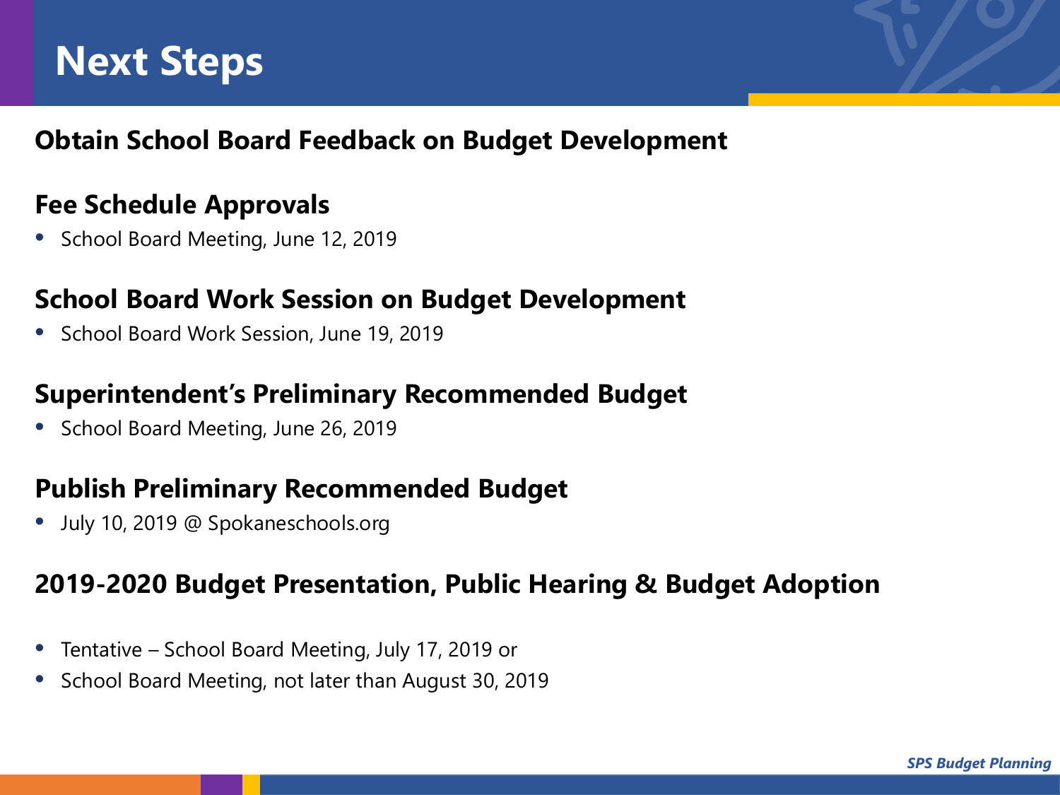# Next Steps

### Obtain School Board Feedback on Budget Development

### Fee Schedule Approvals

- School Board Meeting, June 12, 2019

### School Board Work Session on Budget Development

- School Board Work Session, June 19, 2019

### Superintendent's Preliminary Recommended Budget

- School Board Meeting, June 26, 2019

### Publish Preliminary Recommended Budget

- July 10, 2019 @ Spokaneschools.org

### 2019-2020 Budget Presentation, Public Hearing & Budget Adoption

- Tentative – School Board Meeting, July 17, 2019 or
- School Board Meeting, not later than August 30, 2019